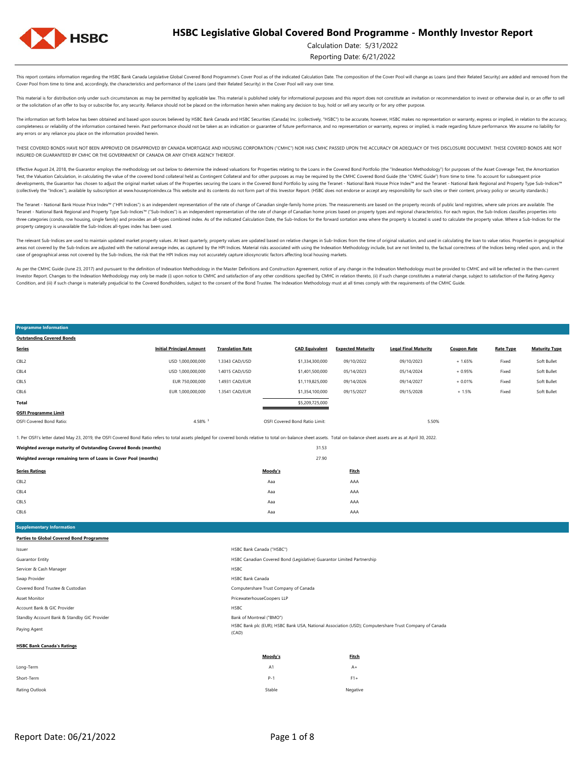# HSBC Legislative Global Covered Bond Programme - Monthly Investor Report

Calculation Date: 5/31/2022

Reporting Date: 6/21/2022

This report contains information regarding the HSBC Bank Canada Legislative Global Covered Bond Programme's Cover Pool as of the indicated Calculation Date. The composition of the Cover Pool will change as Loans (and their Related Security) are added and removed from the Cover Pool from time to time and, accordingly, the characteristics and performance of the Loans (and their Related Security) in the Cover Pool will vary over time.

This material is for distribution only under such circumstances as may be permitted by applicable law. This material is published solely for informational purposes and this report does not constitute an invitation or recommendation to invest or otherwise deal in, or an offer to sell or the solicitation of an offer to buy or subscribe for, any security. Reliance should not be placed on the information herein when making any decision to buy, hold or sell any security or for any other purpose.

The information set forth below has been obtained and based upon sources believed by HSBC Bank Canada and HSBC Securities (Canada) Inc. (collectively, "HSBC") to be accurate, however, HSBC makes no representation or warranty, express or implied, in relation to the accuracy, completeness or reliability of the information contained herein. Past performance should not be taken as an indication or guarantee of future performance, and no representation or warranty, express or implied, is made regarding future performance. We assume no liability for any errors or any reliance you place on the information provided herein.

THESE COVERED BONDS HAVE NOT BEEN APPROVED OR DISAPPROVED BY CANADA MORTGAGE AND HOUSING CORPORATION ("CMHC") NOR HAS CMHC PASSED UPON THE ACCURACY OR ADEQUACY OF THIS DISCLOSURE DOCUMENT. THESE COVERED BONDS ARE NOT INSURED OR GUARANTEED BY CMHC OR THE GOVERNMENT OF CANADA OR ANY OTHER AGENCY THEREOF.

Effective August 24, 2018, the Guarantor employs the methodology set out below to determine the indexed valuations for Properties relating to the Loans in the Covered Bond Portfolio (the "Indexation Methodology") for purposes of the Asset Coverage Test, the Amortization Test, the Valuation Calculation, in calculating the value of the covered bond collateral held as Contingent Collateral and for other purposes as may be required by the CMHC Covered Bond Guide (the "CMHC Guide") from time to time. To account for subsequent price developments, the Guarantor has chosen to adjust the original market values of the Properties securing the Loans in the Covered Bond Portfolio by using the Teranet - National Bank House Price Index™ and the Teranet - National Bank Regional and Property Type Sub-Indices™ (collectively the "Indices"), available by subscription at www.housepriceindex.ca This website and its contents do not form part of this Investor Report. (HSBC does not endorse or accept any responsibility for such sites or their content, privacy policy or security standards.)

The Teranet - National Bank House Price Index™ ("HPI Indices") is an independent representation of the rate of change of Canadian single-family home prices. The measurements are based on the property records of public land registries, where sale prices are available. The Teranet - National Bank Regional and Property Type Sub-Indices™ ("Sub-Indices") is an independent representation of the rate of change of Canadian home prices based on property types and regional characteristics. For each region, the Sub-Indices classifies properties into three categories (condo, row housing, single family) and provides an all-types combined index. As of the indicated Calculation Date, the Sub-Indices for the forward sortation area where the property is located is used to calculate the property value. Where a Sub-Indices for the property category is unavailable the Sub-Indices all-types index has been used.

The relevant Sub-Indices are used to maintain updated market property values. At least quarterly, property values are updated based on relative changes in Sub-Indices from the time of original valuation, and used in calculating the loan to value ratios. Properties in geographical areas not covered by the Sub-Indices are adjusted with the national average index, as captured by the HPI Indices. Material risks associated with using the Indexation Methodology include, but are not limited to, the factual correctness of the Indices being relied upon, and, in the case of geographical areas not covered by the Sub-Indices, the risk that the HPI Indices may not accurately capture idiosyncratic factors affecting local housing markets.

As per the CMHC Guide (June 23, 2017) and pursuant to the definition of Indexation Methodology in the Master Definitions and Construction Agreement, notice of any change in the Indexation Methodology must be provided to CMHC and will be reflected in the then-current Investor Report. Changes to the Indexation Methodology may only be made (i) upon notice to CMHC and satisfaction of any other conditions specified by CMHC in relation thereto, (ii) if such change constitutes a material change, subject to satisfaction of the Rating Agency Condition, and (iii) if such change is materially prejudicial to the Covered Bondholders, subject to the consent of the Bond Trustee. The Indexation Methodology must at all times comply with the requirements of the CMHC Guide.

## Programme Information

**Outstanding Covered Bonds**

| Series | Initial Principal Amount | Translation Rate | CAD Equivalent | Expected Maturity | Legal Final Maturity | Coupon Rate | Rate Type | Maturity Type |
|---|---|---|---|---|---|---|---|---|
| CBL2 | USD 1,000,000,000 | 1.3343 CAD/USD | $1,334,300,000 | 09/10/2022 | 09/10/2023 | + 1.65% | Fixed | Soft Bullet |
| CBL4 | USD 1,000,000,000 | 1.4015 CAD/USD | $1,401,500,000 | 05/14/2023 | 05/14/2024 | + 0.95% | Fixed | Soft Bullet |
| CBL5 | EUR 750,000,000 | 1.4931 CAD/EUR | $1,119,825,000 | 09/14/2026 | 09/14/2027 | + 0.01% | Fixed | Soft Bullet |
| CBL6 | EUR 1,000,000,000 | 1.3541 CAD/EUR | $1,354,100,000 | 09/15/2027 | 09/15/2028 | + 1.5% | Fixed | Soft Bullet |
| **Total** | | | $5,209,725,000 | | | | | |

**OSFI Programme Limit**

| | | | |
|---|---|---|---|
| OSFI Covered Bond Ratio: | 4.58% [1] | OSFI Covered Bond Ratio Limit: | 5.50% |

1. Per OSFI's letter dated May 23, 2019, the OSFI Covered Bond Ratio refers to total assets pledged for covered bonds relative to total on-balance sheet assets. Total on-balance sheet assets are as at April 30, 2022.

| | |
|---|---|
| **Weighted average maturity of Outstanding Covered Bonds (months)** | 31.53 |
| **Weighted average remaining term of Loans in Cover Pool (months)** | 27.90 |

| Series Ratings | Moody's | Fitch |
|---|---|---|
| CBL2 | Aaa | AAA |
| CBL4 | Aaa | AAA |
| CBL5 | Aaa | AAA |
| CBL6 | Aaa | AAA |

## Supplementary Information

**Parties to Global Covered Bond Programme**

| | |
|---|---|
| Issuer | HSBC Bank Canada ("HSBC") |
| Guarantor Entity | HSBC Canadian Covered Bond (Legislative) Guarantor Limited Partnership |
| Servicer & Cash Manager | HSBC |
| Swap Provider | HSBC Bank Canada |
| Covered Bond Trustee & Custodian | Computershare Trust Company of Canada |
| Asset Monitor | PricewaterhouseCoopers LLP |
| Account Bank & GIC Provider | HSBC |
| Standby Account Bank & Standby GIC Provider | Bank of Montreal ("BMO") |
| Paying Agent | HSBC Bank plc (EUR); HSBC Bank USA, National Association (USD); Computershare Trust Company of Canada (CAD) |

**HSBC Bank Canada's Ratings**

| | Moody's | Fitch |
|---|---|---|
| Long-Term | A1 | A+ |
| Short-Term | P-1 | F1+ |
| Rating Outlook | Stable | Negative |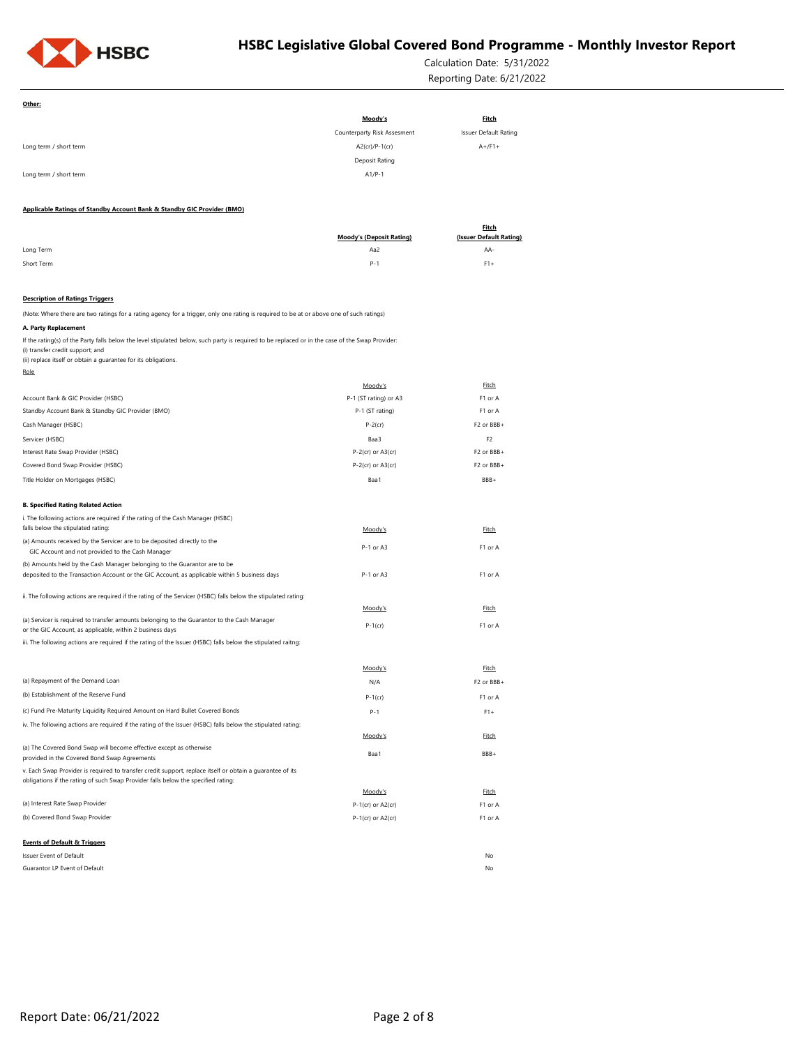# HSBC Legislative Global Covered Bond Programme - Monthly Investor Report

Calculation Date: 5/31/2022

Reporting Date: 6/21/2022

**Other:**

| | Moody's | Fitch |
|---|---|---|
| | Counterparty Risk Assesment | Issuer Default Rating |
| Long term / short term | A2(cr)/P-1(cr) | A+/F1+ |
| | Deposit Rating | |
| Long term / short term | A1/P-1 | |

**Applicable Ratings of Standby Account Bank & Standby GIC Provider (BMO)**

| | Moody's (Deposit Rating) | Fitch (Issuer Default Rating) |
|---|---|---|
| Long Term | Aa2 | AA- |
| Short Term | P-1 | F1+ |

**Description of Ratings Triggers**

(Note: Where there are two ratings for a rating agency for a trigger, only one rating is required to be at or above one of such ratings)

**A. Party Replacement**

If the rating(s) of the Party falls below the level stipulated below, such party is required to be replaced or in the case of the Swap Provider:
(i) transfer credit support; and
(ii) replace itself or obtain a guarantee for its obligations.

| Role | Moody's | Fitch |
|---|---|---|
| Account Bank & GIC Provider (HSBC) | P-1 (ST rating) or A3 | F1 or A |
| Standby Account Bank & Standby GIC Provider (BMO) | P-1 (ST rating) | F1 or A |
| Cash Manager (HSBC) | P-2(cr) | F2 or BBB+ |
| Servicer (HSBC) | Baa3 | F2 |
| Interest Rate Swap Provider (HSBC) | P-2(cr) or A3(cr) | F2 or BBB+ |
| Covered Bond Swap Provider (HSBC) | P-2(cr) or A3(cr) | F2 or BBB+ |
| Title Holder on Mortgages (HSBC) | Baa1 | BBB+ |

**B. Specified Rating Related Action**

i. The following actions are required if the rating of the Cash Manager (HSBC) falls below the stipulated rating:

| | Moody's | Fitch |
|---|---|---|
| (a) Amounts received by the Servicer are to be deposited directly to the GIC Account and not provided to the Cash Manager | P-1 or A3 | F1 or A |
| (b) Amounts held by the Cash Manager belonging to the Guarantor are to be deposited to the Transaction Account or the GIC Account, as applicable within 5 business days | P-1 or A3 | F1 or A |

ii. The following actions are required if the rating of the Servicer (HSBC) falls below the stipulated rating:

| | Moody's | Fitch |
|---|---|---|
| (a) Servicer is required to transfer amounts belonging to the Guarantor to the Cash Manager or the GIC Account, as applicable, within 2 business days | P-1(cr) | F1 or A |

iii. The following actions are required if the rating of the Issuer (HSBC) falls below the stipulated raitng:

| | Moody's | Fitch |
|---|---|---|
| (a) Repayment of the Demand Loan | N/A | F2 or BBB+ |
| (b) Establishment of the Reserve Fund | P-1(cr) | F1 or A |
| (c) Fund Pre-Maturity Liquidity Required Amount on Hard Bullet Covered Bonds | P-1 | F1+ |

iv. The following actions are required if the rating of the Issuer (HSBC) falls below the stipulated rating:

| | Moody's | Fitch |
|---|---|---|
| (a) The Covered Bond Swap will become effective except as otherwise provided in the Covered Bond Swap Agreements | Baa1 | BBB+ |

v. Each Swap Provider is required to transfer credit support, replace itself or obtain a guarantee of its obligations if the rating of such Swap Provider falls below the specified rating:

| | Moody's | Fitch |
|---|---|---|
| (a) Interest Rate Swap Provider | P-1(cr) or A2(cr) | F1 or A |
| (b) Covered Bond Swap Provider | P-1(cr) or A2(cr) | F1 or A |

**Events of Default & Triggers**

| | |
|---|---|
| Issuer Event of Default | No |
| Guarantor LP Event of Default | No |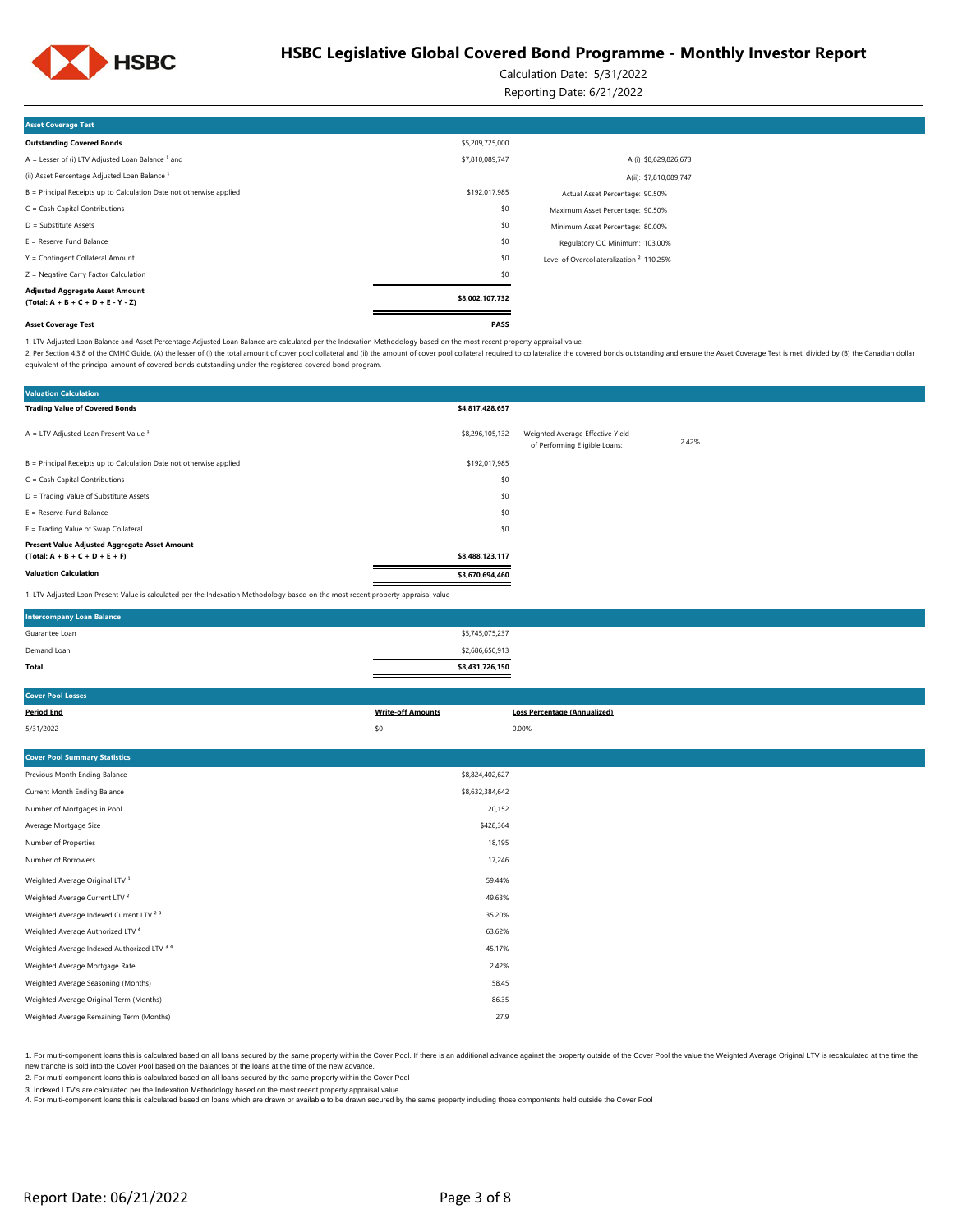# HSBC Legislative Global Covered Bond Programme - Monthly Investor Report

Calculation Date: 5/31/2022

Reporting Date: 6/21/2022

| Asset Coverage Test | | |
|---|---|---|
| **Outstanding Covered Bonds** | $5,209,725,000 | |
| A = Lesser of (i) LTV Adjusted Loan Balance [1] and | $7,810,089,747 | A (i) $8,629,826,673 |
| (ii) Asset Percentage Adjusted Loan Balance [1] | | A(ii): $7,810,089,747 |
| B = Principal Receipts up to Calculation Date not otherwise applied | $192,017,985 | Actual Asset Percentage: 90.50% |
| C = Cash Capital Contributions | $0 | Maximum Asset Percentage: 90.50% |
| D = Substitute Assets | $0 | Minimum Asset Percentage: 80.00% |
| E = Reserve Fund Balance | $0 | Regulatory OC Minimum: 103.00% |
| Y = Contingent Collateral Amount | $0 | Level of Overcollateralization [2] 110.25% |
| Z = Negative Carry Factor Calculation | $0 | |
| **Adjusted Aggregate Asset Amount (Total: A + B + C + D + E - Y - Z)** | **$8,002,107,732** | |
| **Asset Coverage Test** | **PASS** | |

1. LTV Adjusted Loan Balance and Asset Percentage Adjusted Loan Balance are calculated per the Indexation Methodology based on the most recent property appraisal value.

2. Per Section 4.3.8 of the CMHC Guide, (A) the lesser of (i) the total amount of cover pool collateral and (ii) the amount of cover pool collateral required to collateralize the covered bonds outstanding and ensure the Asset Coverage Test is met, divided by (B) the Canadian dollar equivalent of the principal amount of covered bonds outstanding under the registered covered bond program.

| Valuation Calculation | | | |
|---|---|---|---|
| **Trading Value of Covered Bonds** | **$4,817,428,657** | | |
| A = LTV Adjusted Loan Present Value [1] | $8,296,105,132 | Weighted Average Effective Yield of Performing Eligible Loans: | 2.42% |
| B = Principal Receipts up to Calculation Date not otherwise applied | $192,017,985 | | |
| C = Cash Capital Contributions | $0 | | |
| D = Trading Value of Substitute Assets | $0 | | |
| E = Reserve Fund Balance | $0 | | |
| F = Trading Value of Swap Collateral | $0 | | |
| **Present Value Adjusted Aggregate Asset Amount (Total: A + B + C + D + E + F)** | **$8,488,123,117** | | |
| **Valuation Calculation** | **$3,670,694,460** | | |

1. LTV Adjusted Loan Present Value is calculated per the Indexation Methodology based on the most recent property appraisal value

| Intercompany Loan Balance | |
|---|---|
| Guarantee Loan | $5,745,075,237 |
| Demand Loan | $2,686,650,913 |
| **Total** | **$8,431,726,150** |

| Cover Pool Losses | | |
|---|---|---|
| **Period End** | **Write-off Amounts** | **Loss Percentage (Annualized)** |
| 5/31/2022 | $0 | 0.00% |

| Cover Pool Summary Statistics | |
|---|---|
| Previous Month Ending Balance | $8,824,402,627 |
| Current Month Ending Balance | $8,632,384,642 |
| Number of Mortgages in Pool | 20,152 |
| Average Mortgage Size | $428,364 |
| Number of Properties | 18,195 |
| Number of Borrowers | 17,246 |
| Weighted Average Original LTV [1] | 59.44% |
| Weighted Average Current LTV [2] | 49.63% |
| Weighted Average Indexed Current LTV [2 3] | 35.20% |
| Weighted Average Authorized LTV [4] | 63.62% |
| Weighted Average Indexed Authorized LTV [3 4] | 45.17% |
| Weighted Average Mortgage Rate | 2.42% |
| Weighted Average Seasoning (Months) | 58.45 |
| Weighted Average Original Term (Months) | 86.35 |
| Weighted Average Remaining Term (Months) | 27.9 |

1. For multi-component loans this is calculated based on all loans secured by the same property within the Cover Pool. If there is an additional advance against the property outside of the Cover Pool the value the Weighted Average Original LTV is recalculated at the time the new tranche is sold into the Cover Pool based on the balances of the loans at the time of the new advance.

2. For multi-component loans this is calculated based on all loans secured by the same property within the Cover Pool

3. Indexed LTV's are calculated per the Indexation Methodology based on the most recent property appraisal value

4. For multi-component loans this is calculated based on loans which are drawn or available to be drawn secured by the same property including those compontents held outside the Cover Pool

Report Date: 06/21/2022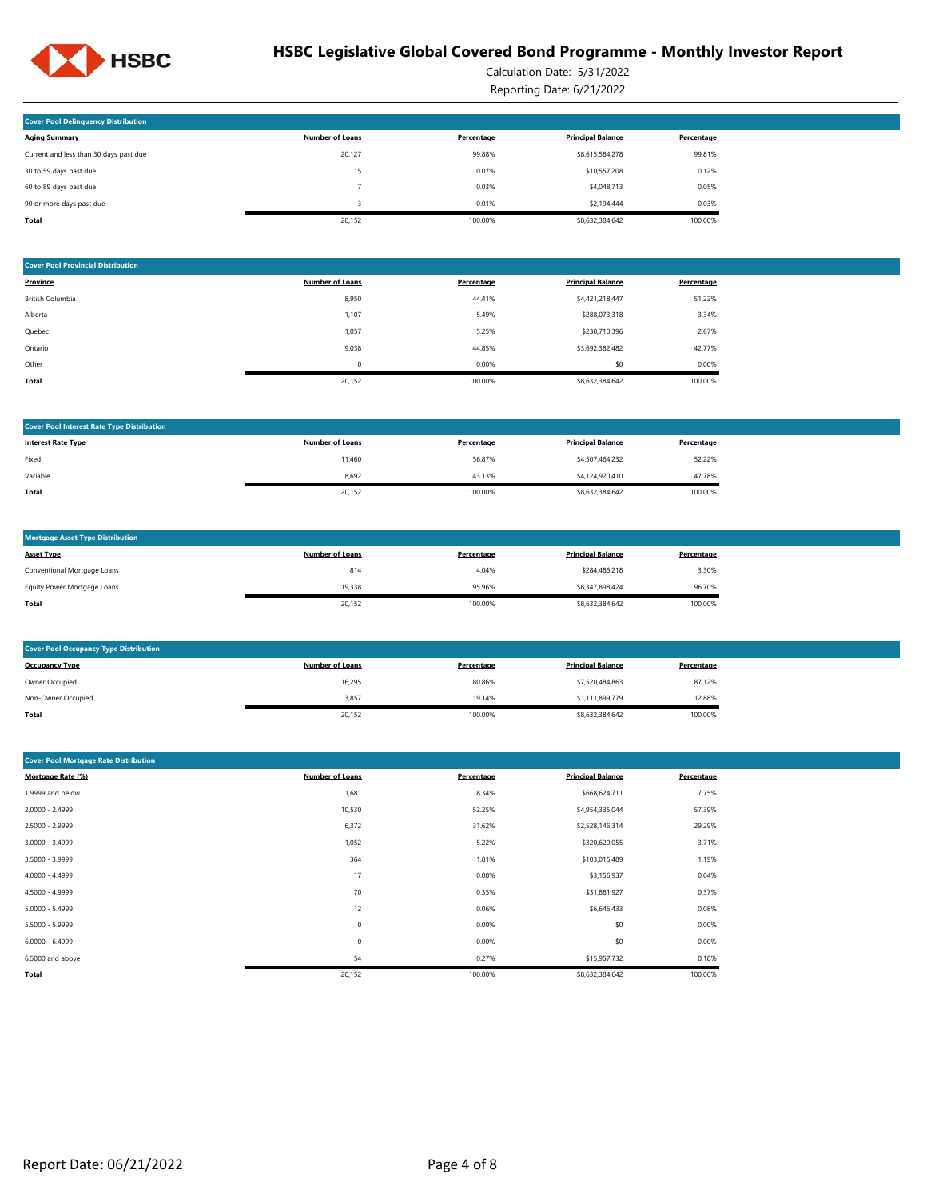# HSBC Legislative Global Covered Bond Programme - Monthly Investor Report

Calculation Date: 5/31/2022

Reporting Date: 6/21/2022

## Cover Pool Delinquency Distribution

| Aging Summary | Number of Loans | Percentage | Principal Balance | Percentage |
|---|---|---|---|---|
| Current and less than 30 days past due | 20,127 | 99.88% | $8,615,584,278 | 99.81% |
| 30 to 59 days past due | 15 | 0.07% | $10,557,208 | 0.12% |
| 60 to 89 days past due | 7 | 0.03% | $4,048,713 | 0.05% |
| 90 or more days past due | 3 | 0.01% | $2,194,444 | 0.03% |
| **Total** | 20,152 | 100.00% | $8,632,384,642 | 100.00% |

## Cover Pool Provincial Distribution

| Province | Number of Loans | Percentage | Principal Balance | Percentage |
|---|---|---|---|---|
| British Columbia | 8,950 | 44.41% | $4,421,218,447 | 51.22% |
| Alberta | 1,107 | 5.49% | $288,073,318 | 3.34% |
| Quebec | 1,057 | 5.25% | $230,710,396 | 2.67% |
| Ontario | 9,038 | 44.85% | $3,692,382,482 | 42.77% |
| Other | 0 | 0.00% | $0 | 0.00% |
| **Total** | 20,152 | 100.00% | $8,632,384,642 | 100.00% |

## Cover Pool Interest Rate Type Distribution

| Interest Rate Type | Number of Loans | Percentage | Principal Balance | Percentage |
|---|---|---|---|---|
| Fixed | 11,460 | 56.87% | $4,507,464,232 | 52.22% |
| Variable | 8,692 | 43.13% | $4,124,920,410 | 47.78% |
| **Total** | 20,152 | 100.00% | $8,632,384,642 | 100.00% |

## Mortgage Asset Type Distribution

| Asset Type | Number of Loans | Percentage | Principal Balance | Percentage |
|---|---|---|---|---|
| Conventional Mortgage Loans | 814 | 4.04% | $284,486,218 | 3.30% |
| Equity Power Mortgage Loans | 19,338 | 95.96% | $8,347,898,424 | 96.70% |
| **Total** | 20,152 | 100.00% | $8,632,384,642 | 100.00% |

## Cover Pool Occupancy Type Distribution

| Occupancy Type | Number of Loans | Percentage | Principal Balance | Percentage |
|---|---|---|---|---|
| Owner Occupied | 16,295 | 80.86% | $7,520,484,863 | 87.12% |
| Non-Owner Occupied | 3,857 | 19.14% | $1,111,899,779 | 12.88% |
| **Total** | 20,152 | 100.00% | $8,632,384,642 | 100.00% |

## Cover Pool Mortgage Rate Distribution

| Mortgage Rate (%) | Number of Loans | Percentage | Principal Balance | Percentage |
|---|---|---|---|---|
| 1.9999 and below | 1,681 | 8.34% | $668,624,711 | 7.75% |
| 2.0000 - 2.4999 | 10,530 | 52.25% | $4,954,335,044 | 57.39% |
| 2.5000 - 2.9999 | 6,372 | 31.62% | $2,528,146,314 | 29.29% |
| 3.0000 - 3.4999 | 1,052 | 5.22% | $320,620,055 | 3.71% |
| 3.5000 - 3.9999 | 364 | 1.81% | $103,015,489 | 1.19% |
| 4.0000 - 4.4999 | 17 | 0.08% | $3,156,937 | 0.04% |
| 4.5000 - 4.9999 | 70 | 0.35% | $31,881,927 | 0.37% |
| 5.0000 - 5.4999 | 12 | 0.06% | $6,646,433 | 0.08% |
| 5.5000 - 5.9999 | 0 | 0.00% | $0 | 0.00% |
| 6.0000 - 6.4999 | 0 | 0.00% | $0 | 0.00% |
| 6.5000 and above | 54 | 0.27% | $15,957,732 | 0.18% |
| **Total** | 20,152 | 100.00% | $8,632,384,642 | 100.00% |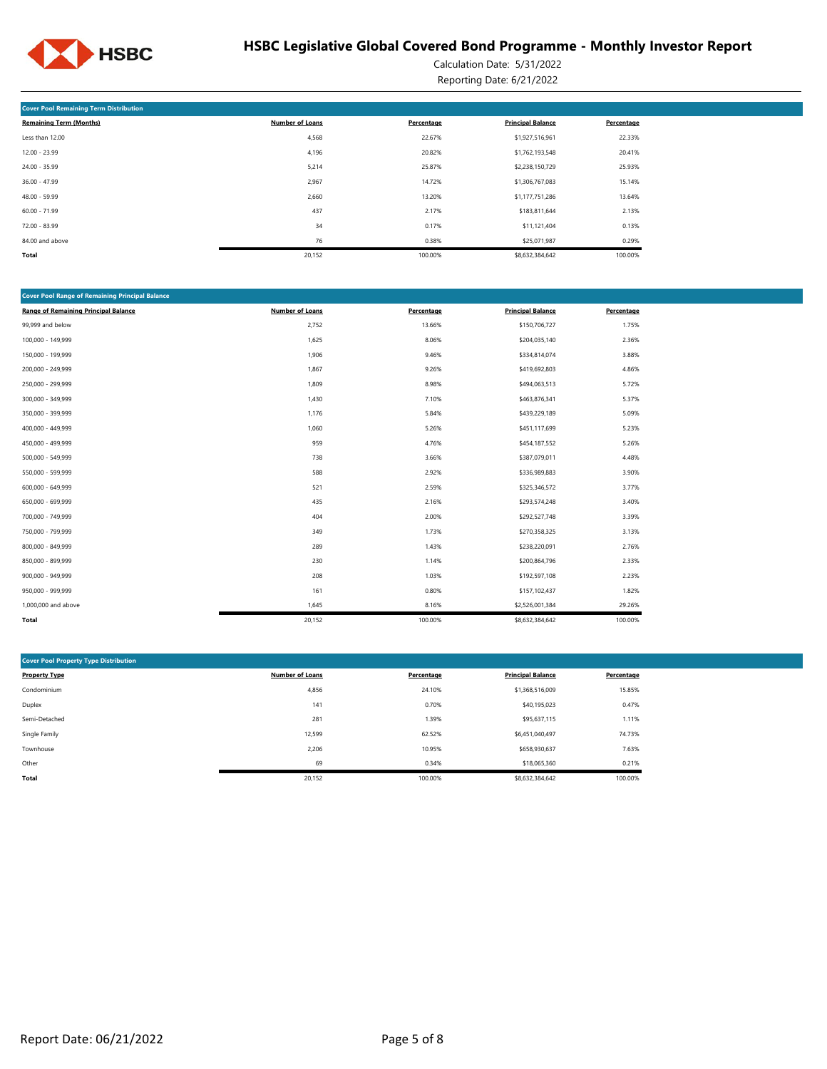# HSBC Legislative Global Covered Bond Programme - Monthly Investor Report

Calculation Date: 5/31/2022

Reporting Date: 6/21/2022

## Cover Pool Remaining Term Distribution

| Remaining Term (Months) | Number of Loans | Percentage | Principal Balance | Percentage |
|---|---|---|---|---|
| Less than 12.00 | 4,568 | 22.67% | $1,927,516,961 | 22.33% |
| 12.00 - 23.99 | 4,196 | 20.82% | $1,762,193,548 | 20.41% |
| 24.00 - 35.99 | 5,214 | 25.87% | $2,238,150,729 | 25.93% |
| 36.00 - 47.99 | 2,967 | 14.72% | $1,306,767,083 | 15.14% |
| 48.00 - 59.99 | 2,660 | 13.20% | $1,177,751,286 | 13.64% |
| 60.00 - 71.99 | 437 | 2.17% | $183,811,644 | 2.13% |
| 72.00 - 83.99 | 34 | 0.17% | $11,121,404 | 0.13% |
| 84.00 and above | 76 | 0.38% | $25,071,987 | 0.29% |
| **Total** | 20,152 | 100.00% | $8,632,384,642 | 100.00% |

## Cover Pool Range of Remaining Principal Balance

| Range of Remaining Principal Balance | Number of Loans | Percentage | Principal Balance | Percentage |
|---|---|---|---|---|
| 99,999 and below | 2,752 | 13.66% | $150,706,727 | 1.75% |
| 100,000 - 149,999 | 1,625 | 8.06% | $204,035,140 | 2.36% |
| 150,000 - 199,999 | 1,906 | 9.46% | $334,814,074 | 3.88% |
| 200,000 - 249,999 | 1,867 | 9.26% | $419,692,803 | 4.86% |
| 250,000 - 299,999 | 1,809 | 8.98% | $494,063,513 | 5.72% |
| 300,000 - 349,999 | 1,430 | 7.10% | $463,876,341 | 5.37% |
| 350,000 - 399,999 | 1,176 | 5.84% | $439,229,189 | 5.09% |
| 400,000 - 449,999 | 1,060 | 5.26% | $451,117,699 | 5.23% |
| 450,000 - 499,999 | 959 | 4.76% | $454,187,552 | 5.26% |
| 500,000 - 549,999 | 738 | 3.66% | $387,079,011 | 4.48% |
| 550,000 - 599,999 | 588 | 2.92% | $336,989,883 | 3.90% |
| 600,000 - 649,999 | 521 | 2.59% | $325,346,572 | 3.77% |
| 650,000 - 699,999 | 435 | 2.16% | $293,574,248 | 3.40% |
| 700,000 - 749,999 | 404 | 2.00% | $292,527,748 | 3.39% |
| 750,000 - 799,999 | 349 | 1.73% | $270,358,325 | 3.13% |
| 800,000 - 849,999 | 289 | 1.43% | $238,220,091 | 2.76% |
| 850,000 - 899,999 | 230 | 1.14% | $200,864,796 | 2.33% |
| 900,000 - 949,999 | 208 | 1.03% | $192,597,108 | 2.23% |
| 950,000 - 999,999 | 161 | 0.80% | $157,102,437 | 1.82% |
| 1,000,000 and above | 1,645 | 8.16% | $2,526,001,384 | 29.26% |
| **Total** | 20,152 | 100.00% | $8,632,384,642 | 100.00% |

## Cover Pool Property Type Distribution

| Property Type | Number of Loans | Percentage | Principal Balance | Percentage |
|---|---|---|---|---|
| Condominium | 4,856 | 24.10% | $1,368,516,009 | 15.85% |
| Duplex | 141 | 0.70% | $40,195,023 | 0.47% |
| Semi-Detached | 281 | 1.39% | $95,637,115 | 1.11% |
| Single Family | 12,599 | 62.52% | $6,451,040,497 | 74.73% |
| Townhouse | 2,206 | 10.95% | $658,930,637 | 7.63% |
| Other | 69 | 0.34% | $18,065,360 | 0.21% |
| **Total** | 20,152 | 100.00% | $8,632,384,642 | 100.00% |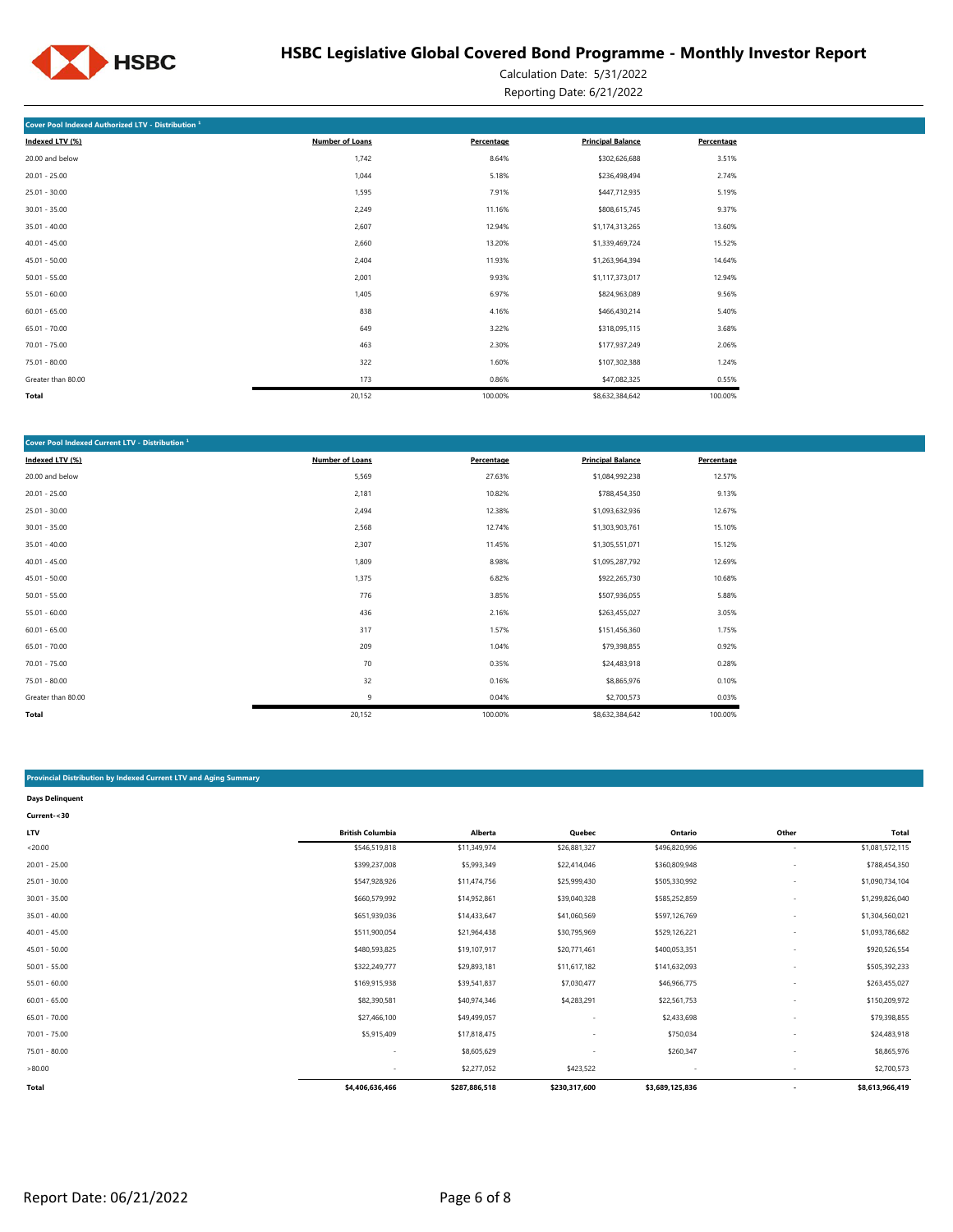# HSBC Legislative Global Covered Bond Programme - Monthly Investor Report

Calculation Date: 5/31/2022

Reporting Date: 6/21/2022

## Cover Pool Indexed Authorized LTV - Distribution [1]

| Indexed LTV (%) | Number of Loans | Percentage | Principal Balance | Percentage |
|---|---|---|---|---|
| 20.00 and below | 1,742 | 8.64% | $302,626,688 | 3.51% |
| 20.01 - 25.00 | 1,044 | 5.18% | $236,498,494 | 2.74% |
| 25.01 - 30.00 | 1,595 | 7.91% | $447,712,935 | 5.19% |
| 30.01 - 35.00 | 2,249 | 11.16% | $808,615,745 | 9.37% |
| 35.01 - 40.00 | 2,607 | 12.94% | $1,174,313,265 | 13.60% |
| 40.01 - 45.00 | 2,660 | 13.20% | $1,339,469,724 | 15.52% |
| 45.01 - 50.00 | 2,404 | 11.93% | $1,263,964,394 | 14.64% |
| 50.01 - 55.00 | 2,001 | 9.93% | $1,117,373,017 | 12.94% |
| 55.01 - 60.00 | 1,405 | 6.97% | $824,963,089 | 9.56% |
| 60.01 - 65.00 | 838 | 4.16% | $466,430,214 | 5.40% |
| 65.01 - 70.00 | 649 | 3.22% | $318,095,115 | 3.68% |
| 70.01 - 75.00 | 463 | 2.30% | $177,937,249 | 2.06% |
| 75.01 - 80.00 | 322 | 1.60% | $107,302,388 | 1.24% |
| Greater than 80.00 | 173 | 0.86% | $47,082,325 | 0.55% |
| **Total** | 20,152 | 100.00% | $8,632,384,642 | 100.00% |

## Cover Pool Indexed Current LTV - Distribution [1]

| Indexed LTV (%) | Number of Loans | Percentage | Principal Balance | Percentage |
|---|---|---|---|---|
| 20.00 and below | 5,569 | 27.63% | $1,084,992,238 | 12.57% |
| 20.01 - 25.00 | 2,181 | 10.82% | $788,454,350 | 9.13% |
| 25.01 - 30.00 | 2,494 | 12.38% | $1,093,632,936 | 12.67% |
| 30.01 - 35.00 | 2,568 | 12.74% | $1,303,903,761 | 15.10% |
| 35.01 - 40.00 | 2,307 | 11.45% | $1,305,551,071 | 15.12% |
| 40.01 - 45.00 | 1,809 | 8.98% | $1,095,287,792 | 12.69% |
| 45.01 - 50.00 | 1,375 | 6.82% | $922,265,730 | 10.68% |
| 50.01 - 55.00 | 776 | 3.85% | $507,936,055 | 5.88% |
| 55.01 - 60.00 | 436 | 2.16% | $263,455,027 | 3.05% |
| 60.01 - 65.00 | 317 | 1.57% | $151,456,360 | 1.75% |
| 65.01 - 70.00 | 209 | 1.04% | $79,398,855 | 0.92% |
| 70.01 - 75.00 | 70 | 0.35% | $24,483,918 | 0.28% |
| 75.01 - 80.00 | 32 | 0.16% | $8,865,976 | 0.10% |
| Greater than 80.00 | 9 | 0.04% | $2,700,573 | 0.03% |
| **Total** | 20,152 | 100.00% | $8,632,384,642 | 100.00% |

## Provincial Distribution by Indexed Current LTV and Aging Summary

**Days Delinquent**

**Current-<30**

| LTV | British Columbia | Alberta | Quebec | Ontario | Other | Total |
|---|---|---|---|---|---|---|
| <20.00 | $546,519,818 | $11,349,974 | $26,881,327 | $496,820,996 | - | $1,081,572,115 |
| 20.01 - 25.00 | $399,237,008 | $5,993,349 | $22,414,046 | $360,809,948 | - | $788,454,350 |
| 25.01 - 30.00 | $547,928,926 | $11,474,756 | $25,999,430 | $505,330,992 | - | $1,090,734,104 |
| 30.01 - 35.00 | $660,579,992 | $14,952,861 | $39,040,328 | $585,252,859 | - | $1,299,826,040 |
| 35.01 - 40.00 | $651,939,036 | $14,433,647 | $41,060,569 | $597,126,769 | - | $1,304,560,021 |
| 40.01 - 45.00 | $511,900,054 | $21,964,438 | $30,795,969 | $529,126,221 | - | $1,093,786,682 |
| 45.01 - 50.00 | $480,593,825 | $19,107,917 | $20,771,461 | $400,053,351 | - | $920,526,554 |
| 50.01 - 55.00 | $322,249,777 | $29,893,181 | $11,617,182 | $141,632,093 | - | $505,392,233 |
| 55.01 - 60.00 | $169,915,938 | $39,541,837 | $7,030,477 | $46,966,775 | - | $263,455,027 |
| 60.01 - 65.00 | $82,390,581 | $40,974,346 | $4,283,291 | $22,561,753 | - | $150,209,972 |
| 65.01 - 70.00 | $27,466,100 | $49,499,057 | - | $2,433,698 | - | $79,398,855 |
| 70.01 - 75.00 | $5,915,409 | $17,818,475 | - | $750,034 | - | $24,483,918 |
| 75.01 - 80.00 | - | $8,605,629 | - | $260,347 | - | $8,865,976 |
| >80.00 | - | $2,277,052 | $423,522 | - | - | $2,700,573 |
| **Total** | **$4,406,636,466** | **$287,886,518** | **$230,317,600** | **$3,689,125,836** | **-** | **$8,613,966,419** |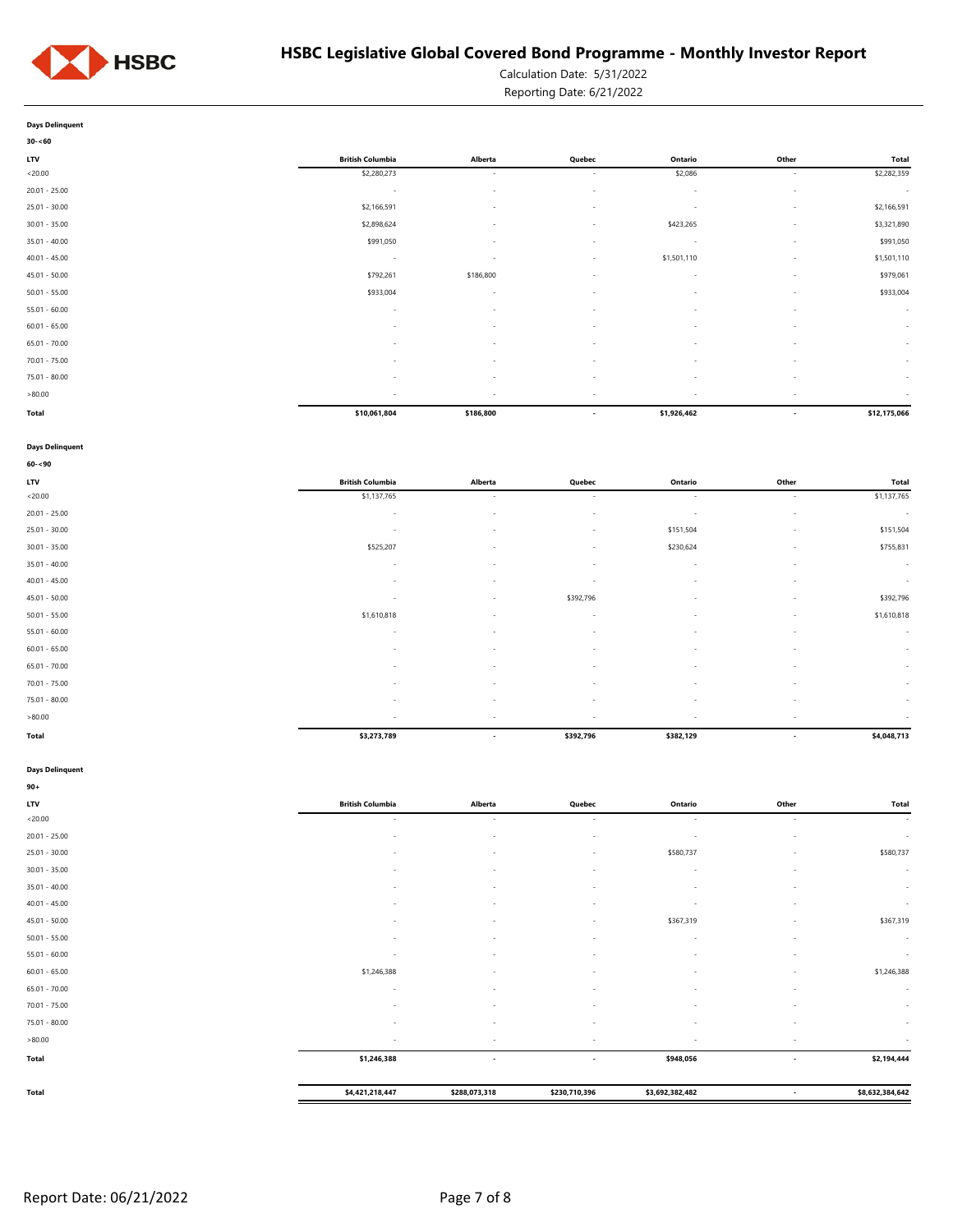# HSBC Legislative Global Covered Bond Programme - Monthly Investor Report

Calculation Date: 5/31/2022

Reporting Date: 6/21/2022

**Days Delinquent**

**30-<60**

| LTV | British Columbia | Alberta | Quebec | Ontario | Other | Total |
|---|---|---|---|---|---|---|
| <20.00 | $2,280,273 | - | - | $2,086 | - | $2,282,359 |
| 20.01 - 25.00 | - | - | - | - | - | - |
| 25.01 - 30.00 | $2,166,591 | - | - | - | - | $2,166,591 |
| 30.01 - 35.00 | $2,898,624 | - | - | $423,265 | - | $3,321,890 |
| 35.01 - 40.00 | $991,050 | - | - | - | - | $991,050 |
| 40.01 - 45.00 | - | - | - | $1,501,110 | - | $1,501,110 |
| 45.01 - 50.00 | $792,261 | $186,800 | - | - | - | $979,061 |
| 50.01 - 55.00 | $933,004 | - | - | - | - | $933,004 |
| 55.01 - 60.00 | - | - | - | - | - | - |
| 60.01 - 65.00 | - | - | - | - | - | - |
| 65.01 - 70.00 | - | - | - | - | - | - |
| 70.01 - 75.00 | - | - | - | - | - | - |
| 75.01 - 80.00 | - | - | - | - | - | - |
| >80.00 | - | - | - | - | - | - |
| **Total** | **$10,061,804** | **$186,800** | **-** | **$1,926,462** | **-** | **$12,175,066** |

**Days Delinquent**

**60-<90**

| LTV | British Columbia | Alberta | Quebec | Ontario | Other | Total |
|---|---|---|---|---|---|---|
| <20.00 | $1,137,765 | - | - | - | - | $1,137,765 |
| 20.01 - 25.00 | - | - | - | - | - | - |
| 25.01 - 30.00 | - | - | - | $151,504 | - | $151,504 |
| 30.01 - 35.00 | $525,207 | - | - | $230,624 | - | $755,831 |
| 35.01 - 40.00 | - | - | - | - | - | - |
| 40.01 - 45.00 | - | - | - | - | - | - |
| 45.01 - 50.00 | - | - | $392,796 | - | - | $392,796 |
| 50.01 - 55.00 | $1,610,818 | - | - | - | - | $1,610,818 |
| 55.01 - 60.00 | - | - | - | - | - | - |
| 60.01 - 65.00 | - | - | - | - | - | - |
| 65.01 - 70.00 | - | - | - | - | - | - |
| 70.01 - 75.00 | - | - | - | - | - | - |
| 75.01 - 80.00 | - | - | - | - | - | - |
| >80.00 | - | - | - | - | - | - |
| **Total** | **$3,273,789** | **-** | **$392,796** | **$382,129** | **-** | **$4,048,713** |

**Days Delinquent**

**90+**

| LTV | British Columbia | Alberta | Quebec | Ontario | Other | Total |
|---|---|---|---|---|---|---|
| <20.00 | - | - | - | - | - | - |
| 20.01 - 25.00 | - | - | - | - | - | - |
| 25.01 - 30.00 | - | - | - | $580,737 | - | $580,737 |
| 30.01 - 35.00 | - | - | - | - | - | - |
| 35.01 - 40.00 | - | - | - | - | - | - |
| 40.01 - 45.00 | - | - | - | - | - | - |
| 45.01 - 50.00 | - | - | - | $367,319 | - | $367,319 |
| 50.01 - 55.00 | - | - | - | - | - | - |
| 55.01 - 60.00 | - | - | - | - | - | - |
| 60.01 - 65.00 | $1,246,388 | - | - | - | - | $1,246,388 |
| 65.01 - 70.00 | - | - | - | - | - | - |
| 70.01 - 75.00 | - | - | - | - | - | - |
| 75.01 - 80.00 | - | - | - | - | - | - |
| >80.00 | - | - | - | - | - | - |
| **Total** | **$1,246,388** | **-** | **-** | **$948,056** | **-** | **$2,194,444** |
| | | | | | | |
| **Total** | **$4,421,218,447** | **$288,073,318** | **$230,710,396** | **$3,692,382,482** | **-** | **$8,632,384,642** |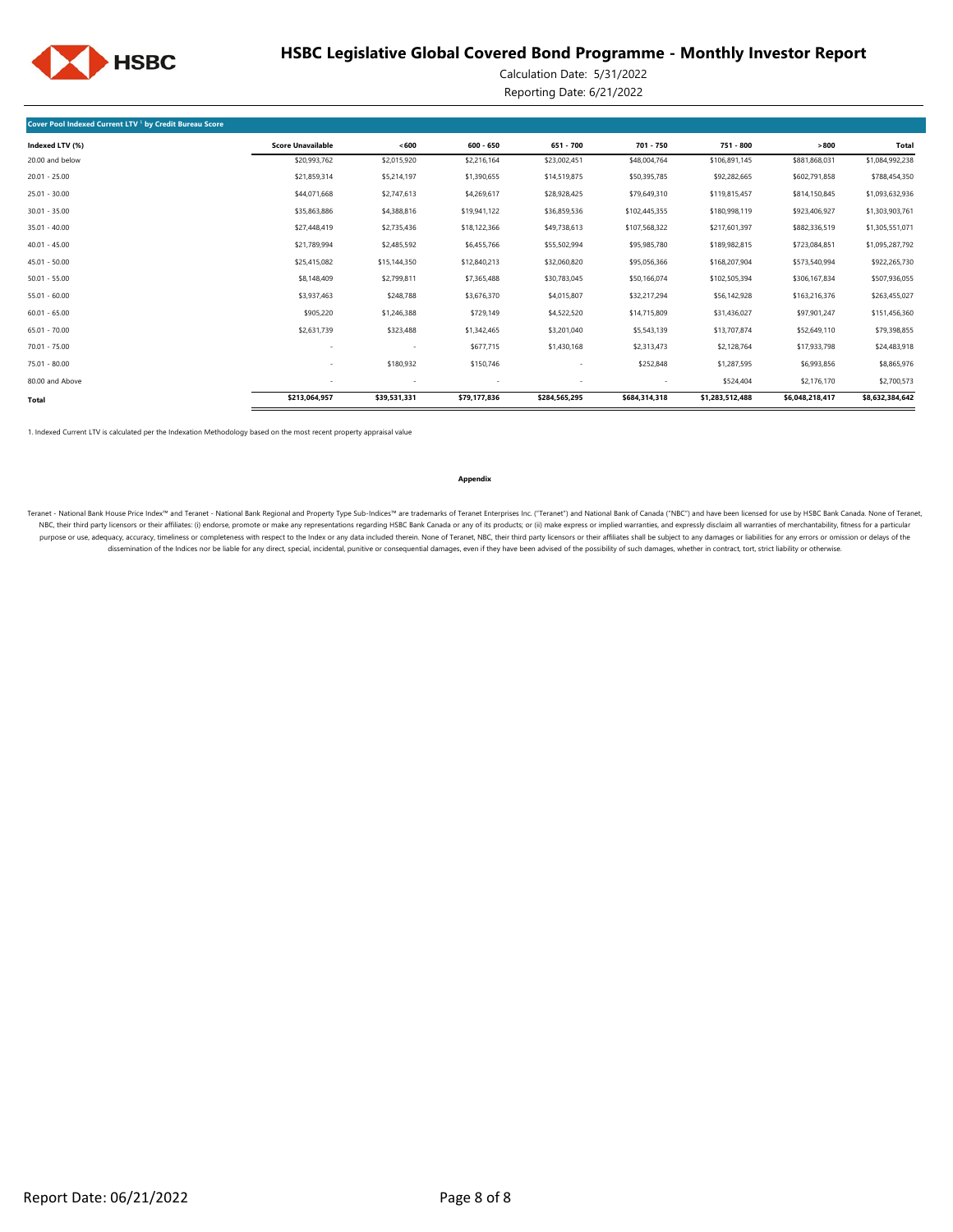# HSBC Legislative Global Covered Bond Programme - Monthly Investor Report

Calculation Date: 5/31/2022

Reporting Date: 6/21/2022

**Cover Pool Indexed Current LTV [1] by Credit Bureau Score**

| Indexed LTV (%) | Score Unavailable | <600 | 600 - 650 | 651 - 700 | 701 - 750 | 751 - 800 | >800 | Total |
|---|---|---|---|---|---|---|---|---|
| 20.00 and below | $20,993,762 | $2,015,920 | $2,216,164 | $23,002,451 | $48,004,764 | $106,891,145 | $881,868,031 | $1,084,992,238 |
| 20.01 - 25.00 | $21,859,314 | $5,214,197 | $1,390,655 | $14,519,875 | $50,395,785 | $92,282,665 | $602,791,858 | $788,454,350 |
| 25.01 - 30.00 | $44,071,668 | $2,747,613 | $4,269,617 | $28,928,425 | $79,649,310 | $119,815,457 | $814,150,845 | $1,093,632,936 |
| 30.01 - 35.00 | $35,863,886 | $4,388,816 | $19,941,122 | $36,859,536 | $102,445,355 | $180,998,119 | $923,406,927 | $1,303,903,761 |
| 35.01 - 40.00 | $27,448,419 | $2,735,436 | $18,122,366 | $49,738,613 | $107,568,322 | $217,601,397 | $882,336,519 | $1,305,551,071 |
| 40.01 - 45.00 | $21,789,994 | $2,485,592 | $6,455,766 | $55,502,994 | $95,985,780 | $189,982,815 | $723,084,851 | $1,095,287,792 |
| 45.01 - 50.00 | $25,415,082 | $15,144,350 | $12,840,213 | $32,060,820 | $95,056,366 | $168,207,904 | $573,540,994 | $922,265,730 |
| 50.01 - 55.00 | $8,148,409 | $2,799,811 | $7,365,488 | $30,783,045 | $50,166,074 | $102,505,394 | $306,167,834 | $507,936,055 |
| 55.01 - 60.00 | $3,937,463 | $248,788 | $3,676,370 | $4,015,807 | $32,217,294 | $56,142,928 | $163,216,376 | $263,455,027 |
| 60.01 - 65.00 | $905,220 | $1,246,388 | $729,149 | $4,522,520 | $14,715,809 | $31,436,027 | $97,901,247 | $151,456,360 |
| 65.01 - 70.00 | $2,631,739 | $323,488 | $1,342,465 | $3,201,040 | $5,543,139 | $13,707,874 | $52,649,110 | $79,398,855 |
| 70.01 - 75.00 | - | - | $677,715 | $1,430,168 | $2,313,473 | $2,128,764 | $17,933,798 | $24,483,918 |
| 75.01 - 80.00 | - | $180,932 | $150,746 | - | $252,848 | $1,287,595 | $6,993,856 | $8,865,976 |
| 80.00 and Above | - | - | - | - | - | $524,404 | $2,176,170 | $2,700,573 |
| **Total** | **$213,064,957** | **$39,531,331** | **$79,177,836** | **$284,565,295** | **$684,314,318** | **$1,283,512,488** | **$6,048,218,417** | **$8,632,384,642** |

1. Indexed Current LTV is calculated per the Indexation Methodology based on the most recent property appraisal value

**Appendix**

Teranet - National Bank House Price Index™ and Teranet - National Bank Regional and Property Type Sub-Indices™ are trademarks of Teranet Enterprises Inc. ("Teranet") and National Bank of Canada ("NBC") and have been licensed for use by HSBC Bank Canada. None of Teranet, NBC, their third party licensors or their affiliates: (i) endorse, promote or make any representations regarding HSBC Bank Canada or any of its products; or (ii) make express or implied warranties, and expressly disclaim all warranties of merchantability, fitness for a particular purpose or use, adequacy, accuracy, timeliness or completeness with respect to the Index or any data included therein. None of Teranet, NBC, their third party licensors or their affiliates shall be subject to any damages or liabilities for any errors or omission or delays of the dissemination of the Indices nor be liable for any direct, special, incidental, punitive or consequential damages, even if they have been advised of the possibility of such damages, whether in contract, tort, strict liability or otherwise.